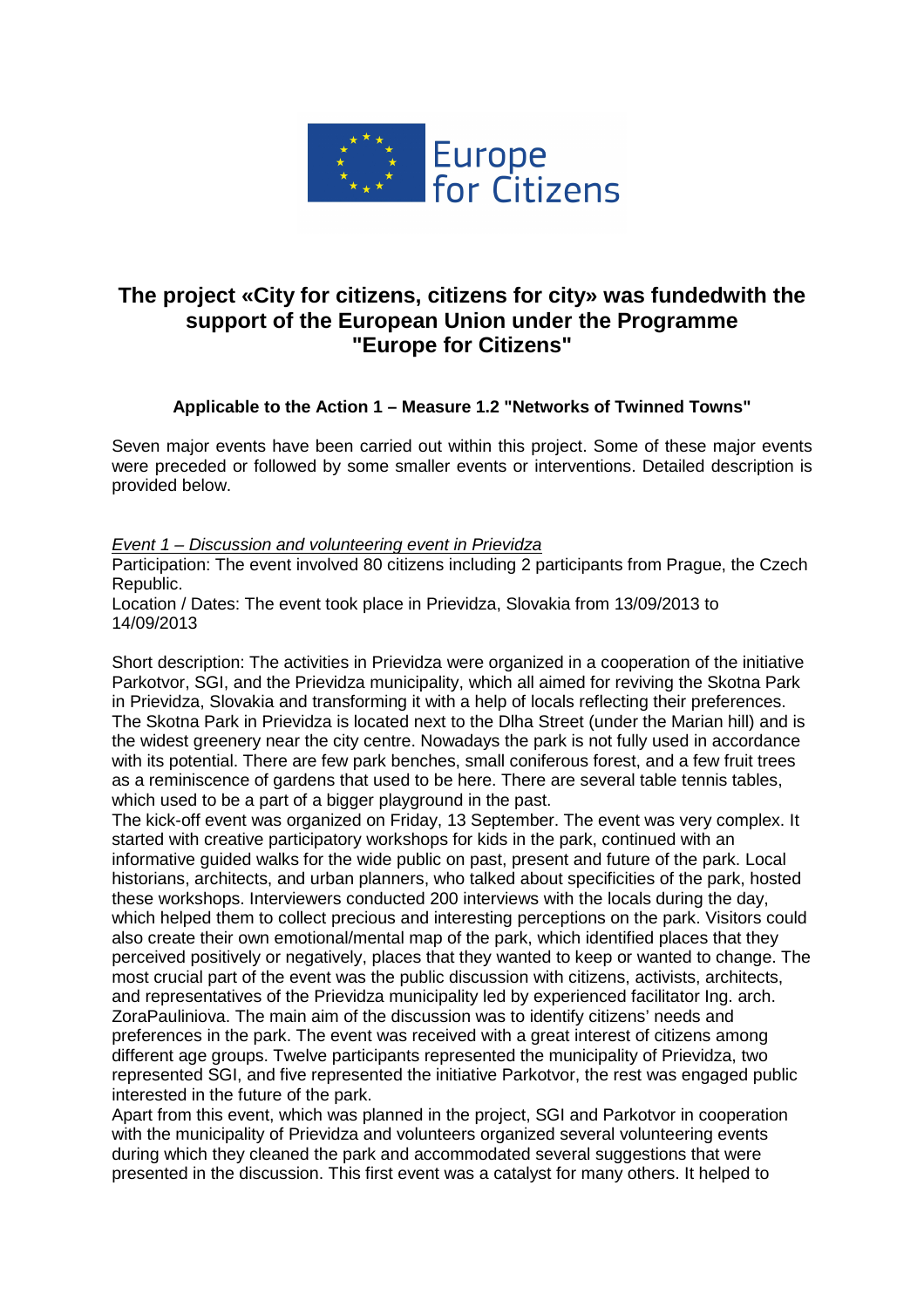Europe for Citizens

# The project «City for citizens, citizens for city» was fundedwith the support of the European Union under the Programme "Europe for Citizens"

**Applicable to the Action 1 – Measure 1.2 "Networks of Twinned Towns"**

Seven major events have been carried out within this project. Some of these major events were preceded or followed by some smaller events or interventions. Detailed description is provided below.

*Event 1 – Discussion and volunteering event in Prievidza*

Participation: The event involved 80 citizens including 2 participants from Prague, the Czech Republic.

Location / Dates: The event took place in Prievidza, Slovakia from 13/09/2013 to 14/09/2013

Short description: The activities in Prievidza were organized in a cooperation of the initiative Parkotvor, SGI, and the Prievidza municipality, which all aimed for reviving the Skotna Park in Prievidza, Slovakia and transforming it with a help of locals reflecting their preferences. The Skotna Park in Prievidza is located next to the Dlha Street (under the Marian hill) and is the widest greenery near the city centre. Nowadays the park is not fully used in accordance with its potential. There are few park benches, small coniferous forest, and a few fruit trees as a reminiscence of gardens that used to be here. There are several table tennis tables, which used to be a part of a bigger playground in the past.

The kick-off event was organized on Friday, 13 September. The event was very complex. It started with creative participatory workshops for kids in the park, continued with an informative guided walks for the wide public on past, present and future of the park. Local historians, architects, and urban planners, who talked about specificities of the park, hosted these workshops. Interviewers conducted 200 interviews with the locals during the day, which helped them to collect precious and interesting perceptions on the park. Visitors could also create their own emotional/mental map of the park, which identified places that they perceived positively or negatively, places that they wanted to keep or wanted to change. The most crucial part of the event was the public discussion with citizens, activists, architects, and representatives of the Prievidza municipality led by experienced facilitator Ing. arch. ZoraPauliniova. The main aim of the discussion was to identify citizens' needs and preferences in the park. The event was received with a great interest of citizens among different age groups. Twelve participants represented the municipality of Prievidza, two represented SGI, and five represented the initiative Parkotvor, the rest was engaged public interested in the future of the park.

Apart from this event, which was planned in the project, SGI and Parkotvor in cooperation with the municipality of Prievidza and volunteers organized several volunteering events during which they cleaned the park and accommodated several suggestions that were presented in the discussion. This first event was a catalyst for many others. It helped to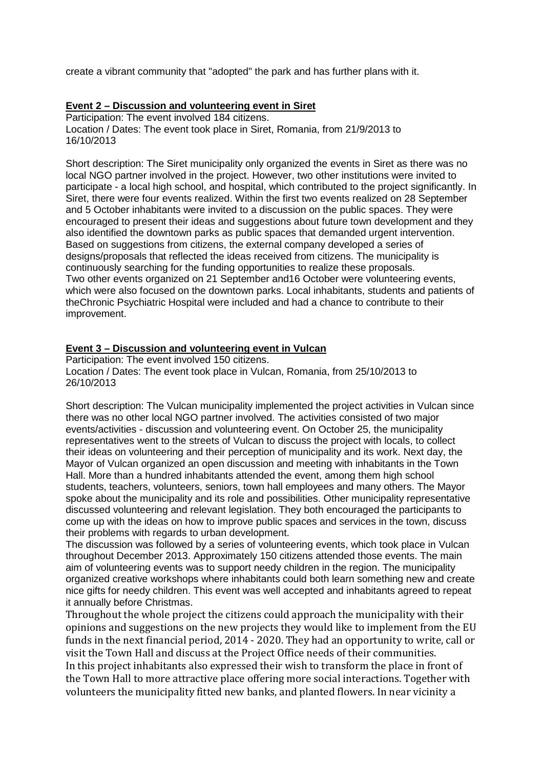create a vibrant community that "adopted" the park and has further plans with it.

**Event 2 – Discussion and volunteering event in Siret**

Participation: The event involved 184 citizens.
Location / Dates: The event took place in Siret, Romania, from 21/9/2013 to 16/10/2013

Short description: The Siret municipality only organized the events in Siret as there was no local NGO partner involved in the project. However, two other institutions were invited to participate - a local high school, and hospital, which contributed to the project significantly. In Siret, there were four events realized. Within the first two events realized on 28 September and 5 October inhabitants were invited to a discussion on the public spaces. They were encouraged to present their ideas and suggestions about future town development and they also identified the downtown parks as public spaces that demanded urgent intervention. Based on suggestions from citizens, the external company developed a series of designs/proposals that reflected the ideas received from citizens. The municipality is continuously searching for the funding opportunities to realize these proposals.
Two other events organized on 21 September and16 October were volunteering events, which were also focused on the downtown parks. Local inhabitants, students and patients of theChronic Psychiatric Hospital were included and had a chance to contribute to their improvement.

**Event 3 – Discussion and volunteering event in Vulcan**

Participation: The event involved 150 citizens.
Location / Dates: The event took place in Vulcan, Romania, from 25/10/2013 to 26/10/2013

Short description: The Vulcan municipality implemented the project activities in Vulcan since there was no other local NGO partner involved. The activities consisted of two major events/activities - discussion and volunteering event. On October 25, the municipality representatives went to the streets of Vulcan to discuss the project with locals, to collect their ideas on volunteering and their perception of municipality and its work. Next day, the Mayor of Vulcan organized an open discussion and meeting with inhabitants in the Town Hall. More than a hundred inhabitants attended the event, among them high school students, teachers, volunteers, seniors, town hall employees and many others. The Mayor spoke about the municipality and its role and possibilities. Other municipality representative discussed volunteering and relevant legislation. They both encouraged the participants to come up with the ideas on how to improve public spaces and services in the town, discuss their problems with regards to urban development.
The discussion was followed by a series of volunteering events, which took place in Vulcan throughout December 2013. Approximately 150 citizens attended those events. The main aim of volunteering events was to support needy children in the region. The municipality organized creative workshops where inhabitants could both learn something new and create nice gifts for needy children. This event was well accepted and inhabitants agreed to repeat it annually before Christmas.
Throughout the whole project the citizens could approach the municipality with their opinions and suggestions on the new projects they would like to implement from the EU funds in the next financial period, 2014 - 2020. They had an opportunity to write, call or visit the Town Hall and discuss at the Project Office needs of their communities.
In this project inhabitants also expressed their wish to transform the place in front of the Town Hall to more attractive place offering more social interactions. Together with volunteers the municipality fitted new banks, and planted flowers. In near vicinity a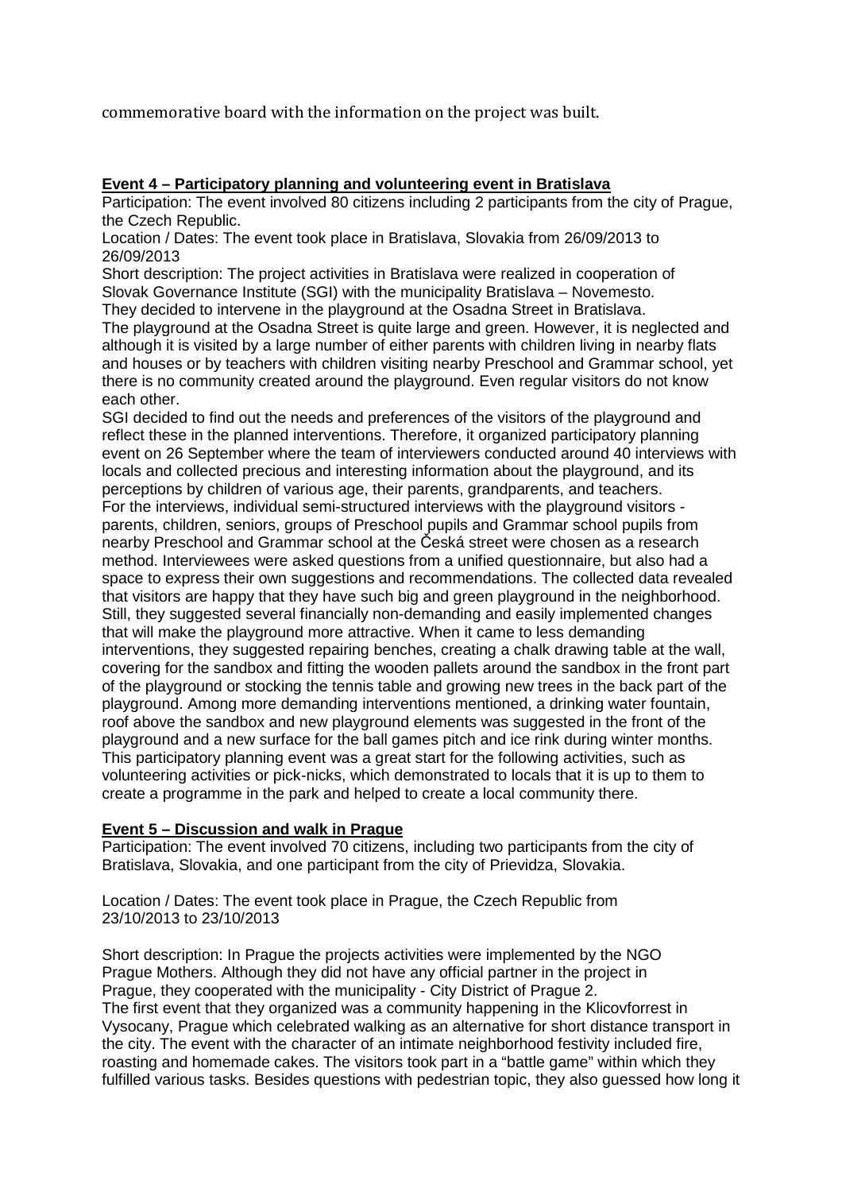commemorative board with the information on the project was built.

**Event 4 – Participatory planning and volunteering event in Bratislava**

Participation: The event involved 80 citizens including 2 participants from the city of Prague, the Czech Republic.

Location / Dates: The event took place in Bratislava, Slovakia from 26/09/2013 to 26/09/2013

Short description: The project activities in Bratislava were realized in cooperation of Slovak Governance Institute (SGI) with the municipality Bratislava – Novemesto.
They decided to intervene in the playground at the Osadna Street in Bratislava.
The playground at the Osadna Street is quite large and green. However, it is neglected and although it is visited by a large number of either parents with children living in nearby flats and houses or by teachers with children visiting nearby Preschool and Grammar school, yet there is no community created around the playground. Even regular visitors do not know each other.
SGI decided to find out the needs and preferences of the visitors of the playground and reflect these in the planned interventions. Therefore, it organized participatory planning event on 26 September where the team of interviewers conducted around 40 interviews with locals and collected precious and interesting information about the playground, and its perceptions by children of various age, their parents, grandparents, and teachers.
For the interviews, individual semi-structured interviews with the playground visitors - parents, children, seniors, groups of Preschool pupils and Grammar school pupils from nearby Preschool and Grammar school at the Česká street were chosen as a research method. Interviewees were asked questions from a unified questionnaire, but also had a space to express their own suggestions and recommendations. The collected data revealed that visitors are happy that they have such big and green playground in the neighborhood. Still, they suggested several financially non-demanding and easily implemented changes that will make the playground more attractive. When it came to less demanding interventions, they suggested repairing benches, creating a chalk drawing table at the wall, covering for the sandbox and fitting the wooden pallets around the sandbox in the front part of the playground or stocking the tennis table and growing new trees in the back part of the playground. Among more demanding interventions mentioned, a drinking water fountain, roof above the sandbox and new playground elements was suggested in the front of the playground and a new surface for the ball games pitch and ice rink during winter months.
This participatory planning event was a great start for the following activities, such as volunteering activities or pick-nicks, which demonstrated to locals that it is up to them to create a programme in the park and helped to create a local community there.

**Event 5 – Discussion and walk in Prague**

Participation: The event involved 70 citizens, including two participants from the city of Bratislava, Slovakia, and one participant from the city of Prievidza, Slovakia.

Location / Dates: The event took place in Prague, the Czech Republic from 23/10/2013 to 23/10/2013

Short description: In Prague the projects activities were implemented by the NGO Prague Mothers. Although they did not have any official partner in the project in Prague, they cooperated with the municipality - City District of Prague 2.
The first event that they organized was a community happening in the Klicovforrest in Vysocany, Prague which celebrated walking as an alternative for short distance transport in the city. The event with the character of an intimate neighborhood festivity included fire, roasting and homemade cakes. The visitors took part in a "battle game" within which they fulfilled various tasks. Besides questions with pedestrian topic, they also guessed how long it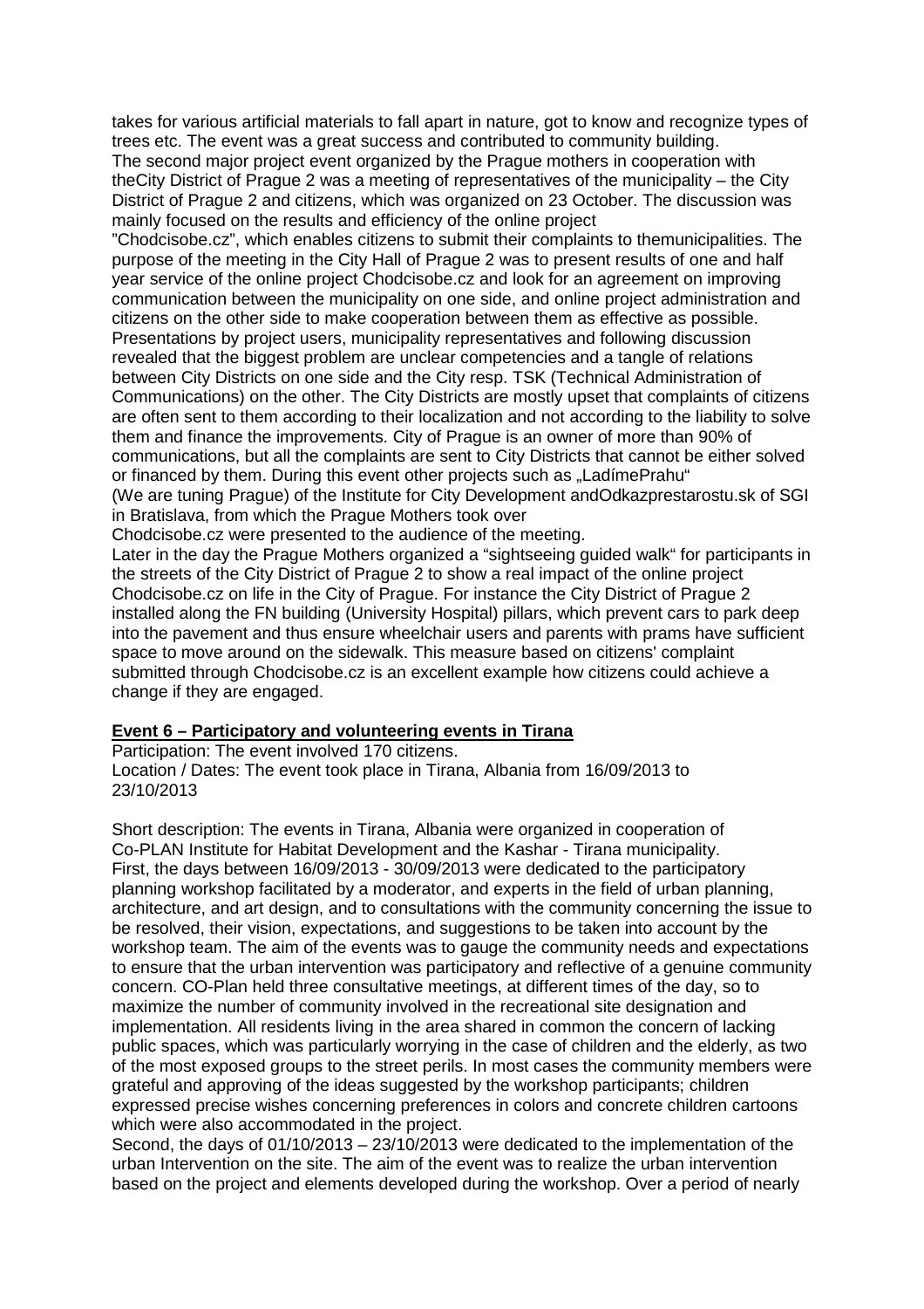takes for various artificial materials to fall apart in nature, got to know and recognize types of trees etc. The event was a great success and contributed to community building.
The second major project event organized by the Prague mothers in cooperation with theCity District of Prague 2 was a meeting of representatives of the municipality – the City District of Prague 2 and citizens, which was organized on 23 October. The discussion was mainly focused on the results and efficiency of the online project
"Chodcisobe.cz", which enables citizens to submit their complaints to themunicipalities. The purpose of the meeting in the City Hall of Prague 2 was to present results of one and half year service of the online project Chodcisobe.cz and look for an agreement on improving communication between the municipality on one side, and online project administration and citizens on the other side to make cooperation between them as effective as possible.
Presentations by project users, municipality representatives and following discussion revealed that the biggest problem are unclear competencies and a tangle of relations between City Districts on one side and the City resp. TSK (Technical Administration of Communications) on the other. The City Districts are mostly upset that complaints of citizens are often sent to them according to their localization and not according to the liability to solve them and finance the improvements. City of Prague is an owner of more than 90% of communications, but all the complaints are sent to City Districts that cannot be either solved or financed by them. During this event other projects such as „LadímePrahu"
(We are tuning Prague) of the Institute for City Development andOdkazprestarostu.sk of SGI in Bratislava, from which the Prague Mothers took over
Chodcisobe.cz were presented to the audience of the meeting.
Later in the day the Prague Mothers organized a "sightseeing guided walk" for participants in the streets of the City District of Prague 2 to show a real impact of the online project Chodcisobe.cz on life in the City of Prague. For instance the City District of Prague 2 installed along the FN building (University Hospital) pillars, which prevent cars to park deep into the pavement and thus ensure wheelchair users and parents with prams have sufficient space to move around on the sidewalk. This measure based on citizens' complaint submitted through Chodcisobe.cz is an excellent example how citizens could achieve a change if they are engaged.

## Event 6 – Participatory and volunteering events in Tirana

Participation: The event involved 170 citizens.
Location / Dates: The event took place in Tirana, Albania from 16/09/2013 to 23/10/2013

Short description: The events in Tirana, Albania were organized in cooperation of Co-PLAN Institute for Habitat Development and the Kashar - Tirana municipality.
First, the days between 16/09/2013 - 30/09/2013 were dedicated to the participatory planning workshop facilitated by a moderator, and experts in the field of urban planning, architecture, and art design, and to consultations with the community concerning the issue to be resolved, their vision, expectations, and suggestions to be taken into account by the workshop team. The aim of the events was to gauge the community needs and expectations to ensure that the urban intervention was participatory and reflective of a genuine community concern. CO-Plan held three consultative meetings, at different times of the day, so to maximize the number of community involved in the recreational site designation and implementation. All residents living in the area shared in common the concern of lacking public spaces, which was particularly worrying in the case of children and the elderly, as two of the most exposed groups to the street perils. In most cases the community members were grateful and approving of the ideas suggested by the workshop participants; children expressed precise wishes concerning preferences in colors and concrete children cartoons which were also accommodated in the project.
Second, the days of 01/10/2013 – 23/10/2013 were dedicated to the implementation of the urban Intervention on the site. The aim of the event was to realize the urban intervention based on the project and elements developed during the workshop. Over a period of nearly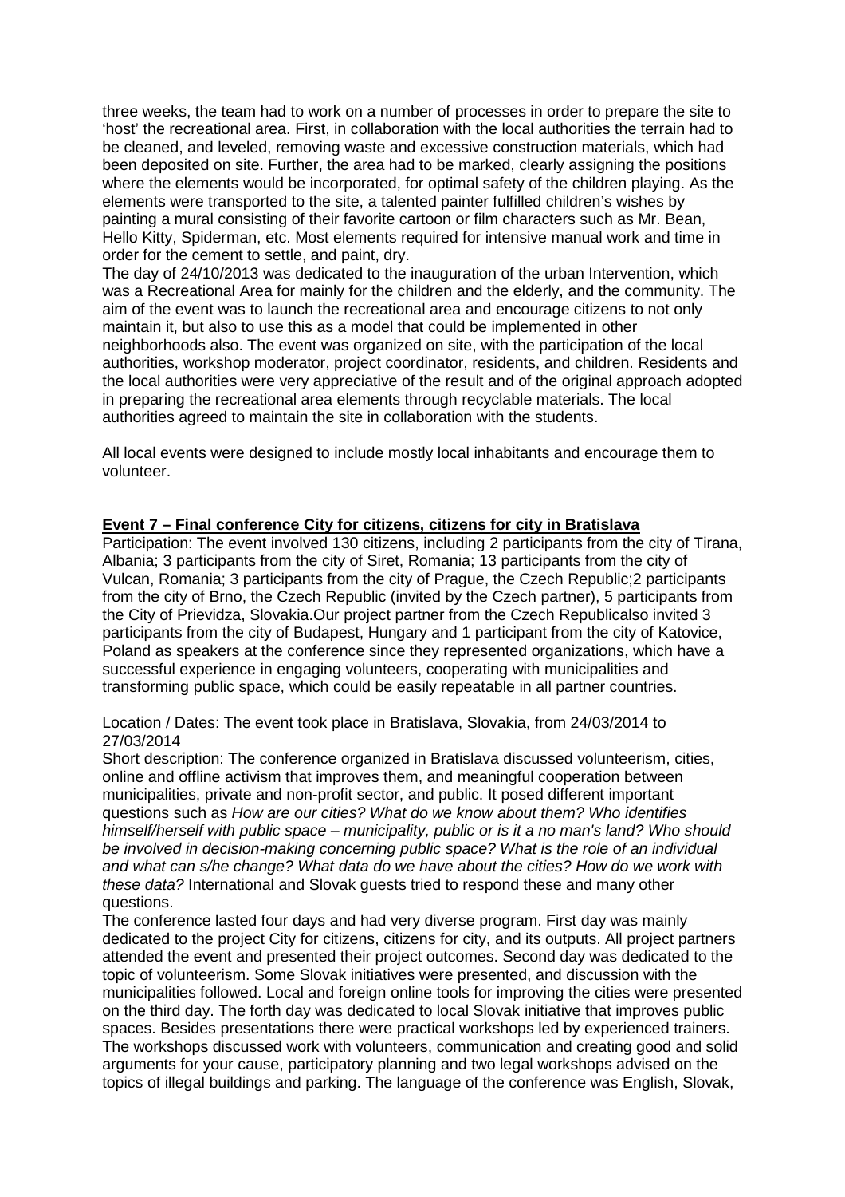three weeks, the team had to work on a number of processes in order to prepare the site to 'host' the recreational area. First, in collaboration with the local authorities the terrain had to be cleaned, and leveled, removing waste and excessive construction materials, which had been deposited on site. Further, the area had to be marked, clearly assigning the positions where the elements would be incorporated, for optimal safety of the children playing. As the elements were transported to the site, a talented painter fulfilled children's wishes by painting a mural consisting of their favorite cartoon or film characters such as Mr. Bean, Hello Kitty, Spiderman, etc. Most elements required for intensive manual work and time in order for the cement to settle, and paint, dry.
The day of 24/10/2013 was dedicated to the inauguration of the urban Intervention, which was a Recreational Area for mainly for the children and the elderly, and the community. The aim of the event was to launch the recreational area and encourage citizens to not only maintain it, but also to use this as a model that could be implemented in other neighborhoods also. The event was organized on site, with the participation of the local authorities, workshop moderator, project coordinator, residents, and children. Residents and the local authorities were very appreciative of the result and of the original approach adopted in preparing the recreational area elements through recyclable materials. The local authorities agreed to maintain the site in collaboration with the students.

All local events were designed to include mostly local inhabitants and encourage them to volunteer.

**Event 7 – Final conference City for citizens, citizens for city in Bratislava**

Participation: The event involved 130 citizens, including 2 participants from the city of Tirana, Albania; 3 participants from the city of Siret, Romania; 13 participants from the city of Vulcan, Romania; 3 participants from the city of Prague, the Czech Republic;2 participants from the city of Brno, the Czech Republic (invited by the Czech partner), 5 participants from the City of Prievidza, Slovakia.Our project partner from the Czech Republicalso invited 3 participants from the city of Budapest, Hungary and 1 participant from the city of Katovice, Poland as speakers at the conference since they represented organizations, which have a successful experience in engaging volunteers, cooperating with municipalities and transforming public space, which could be easily repeatable in all partner countries.

Location / Dates: The event took place in Bratislava, Slovakia, from 24/03/2014 to 27/03/2014

Short description: The conference organized in Bratislava discussed volunteerism, cities, online and offline activism that improves them, and meaningful cooperation between municipalities, private and non-profit sector, and public. It posed different important questions such as *How are our cities? What do we know about them? Who identifies himself/herself with public space – municipality, public or is it a no man's land? Who should be involved in decision-making concerning public space? What is the role of an individual and what can s/he change? What data do we have about the cities? How do we work with these data?* International and Slovak guests tried to respond these and many other questions.
The conference lasted four days and had very diverse program. First day was mainly dedicated to the project City for citizens, citizens for city, and its outputs. All project partners attended the event and presented their project outcomes. Second day was dedicated to the topic of volunteerism. Some Slovak initiatives were presented, and discussion with the municipalities followed. Local and foreign online tools for improving the cities were presented on the third day. The forth day was dedicated to local Slovak initiative that improves public spaces. Besides presentations there were practical workshops led by experienced trainers. The workshops discussed work with volunteers, communication and creating good and solid arguments for your cause, participatory planning and two legal workshops advised on the topics of illegal buildings and parking. The language of the conference was English, Slovak,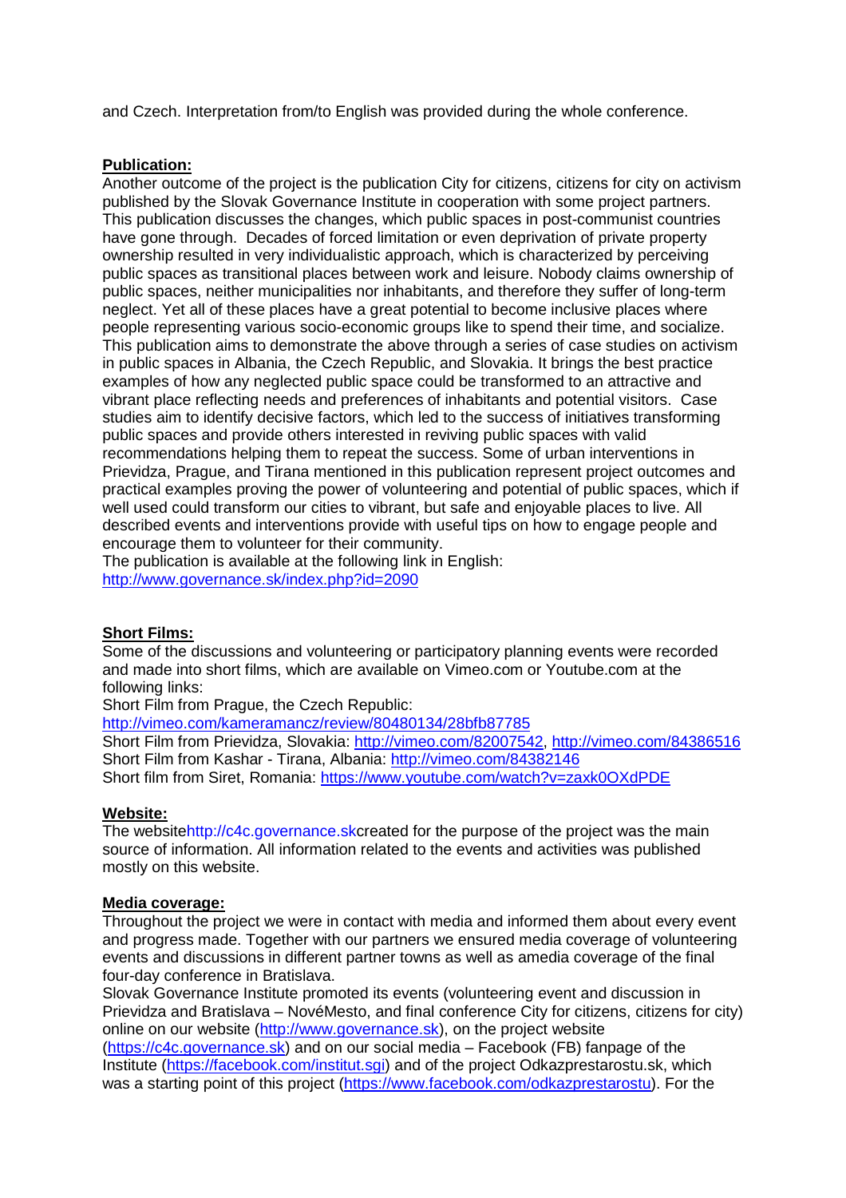and Czech. Interpretation from/to English was provided during the whole conference.

**Publication:**

Another outcome of the project is the publication City for citizens, citizens for city on activism published by the Slovak Governance Institute in cooperation with some project partners. This publication discusses the changes, which public spaces in post-communist countries have gone through. Decades of forced limitation or even deprivation of private property ownership resulted in very individualistic approach, which is characterized by perceiving public spaces as transitional places between work and leisure. Nobody claims ownership of public spaces, neither municipalities nor inhabitants, and therefore they suffer of long-term neglect. Yet all of these places have a great potential to become inclusive places where people representing various socio-economic groups like to spend their time, and socialize. This publication aims to demonstrate the above through a series of case studies on activism in public spaces in Albania, the Czech Republic, and Slovakia. It brings the best practice examples of how any neglected public space could be transformed to an attractive and vibrant place reflecting needs and preferences of inhabitants and potential visitors. Case studies aim to identify decisive factors, which led to the success of initiatives transforming public spaces and provide others interested in reviving public spaces with valid recommendations helping them to repeat the success. Some of urban interventions in Prievidza, Prague, and Tirana mentioned in this publication represent project outcomes and practical examples proving the power of volunteering and potential of public spaces, which if well used could transform our cities to vibrant, but safe and enjoyable places to live. All described events and interventions provide with useful tips on how to engage people and encourage them to volunteer for their community.
The publication is available at the following link in English:
http://www.governance.sk/index.php?id=2090

**Short Films:**

Some of the discussions and volunteering or participatory planning events were recorded and made into short films, which are available on Vimeo.com or Youtube.com at the following links:
Short Film from Prague, the Czech Republic:
http://vimeo.com/kameramancz/review/80480134/28bfb87785
Short Film from Prievidza, Slovakia: http://vimeo.com/82007542, http://vimeo.com/84386516
Short Film from Kashar - Tirana, Albania: http://vimeo.com/84382146
Short film from Siret, Romania: https://www.youtube.com/watch?v=zaxk0OXdPDE

**Website:**

The websitehttp://c4c.governance.skcreated for the purpose of the project was the main source of information. All information related to the events and activities was published mostly on this website.

**Media coverage:**

Throughout the project we were in contact with media and informed them about every event and progress made. Together with our partners we ensured media coverage of volunteering events and discussions in different partner towns as well as amedia coverage of the final four-day conference in Bratislava.
Slovak Governance Institute promoted its events (volunteering event and discussion in Prievidza and Bratislava – NovéMesto, and final conference City for citizens, citizens for city) online on our website (http://www.governance.sk), on the project website (https://c4c.governance.sk) and on our social media – Facebook (FB) fanpage of the Institute (https://facebook.com/institut.sgi) and of the project Odkazprestarostu.sk, which was a starting point of this project (https://www.facebook.com/odkazprestarostu). For the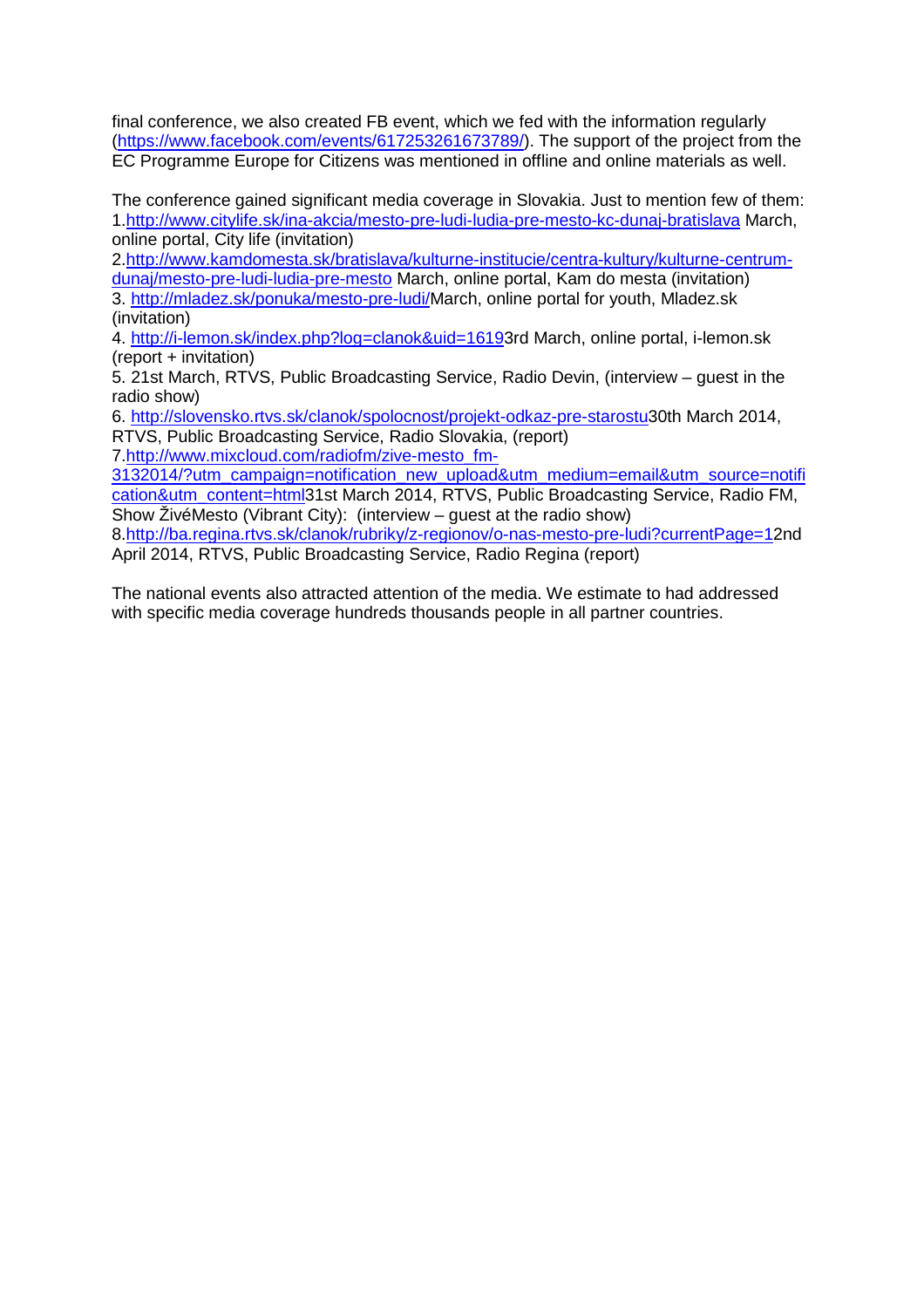final conference, we also created FB event, which we fed with the information regularly (https://www.facebook.com/events/617253261673789/). The support of the project from the EC Programme Europe for Citizens was mentioned in offline and online materials as well.

The conference gained significant media coverage in Slovakia. Just to mention few of them:
1.http://www.citylife.sk/ina-akcia/mesto-pre-ludi-ludia-pre-mesto-kc-dunaj-bratislava March, online portal, City life (invitation)
2.http://www.kamdomesta.sk/bratislava/kulturne-institucie/centra-kultury/kulturne-centrum-dunaj/mesto-pre-ludi-ludia-pre-mesto March, online portal, Kam do mesta (invitation)
3. http://mladez.sk/ponuka/mesto-pre-ludi/March, online portal for youth, Mladez.sk (invitation)
4. http://i-lemon.sk/index.php?log=clanok&uid=16193rd March, online portal, i-lemon.sk (report + invitation)
5. 21st March, RTVS, Public Broadcasting Service, Radio Devin, (interview – guest in the radio show)
6. http://slovensko.rtvs.sk/clanok/spolocnost/projekt-odkaz-pre-starostu30th March 2014, RTVS, Public Broadcasting Service, Radio Slovakia, (report)
7.http://www.mixcloud.com/radiofm/zive-mesto_fm-3132014/?utm_campaign=notification_new_upload&utm_medium=email&utm_source=notification&utm_content=html31st March 2014, RTVS, Public Broadcasting Service, Radio FM, Show ŽivéMesto (Vibrant City): (interview – guest at the radio show)
8.http://ba.regina.rtvs.sk/clanok/rubriky/z-regionov/o-nas-mesto-pre-ludi?currentPage=12nd April 2014, RTVS, Public Broadcasting Service, Radio Regina (report)

The national events also attracted attention of the media. We estimate to had addressed with specific media coverage hundreds thousands people in all partner countries.